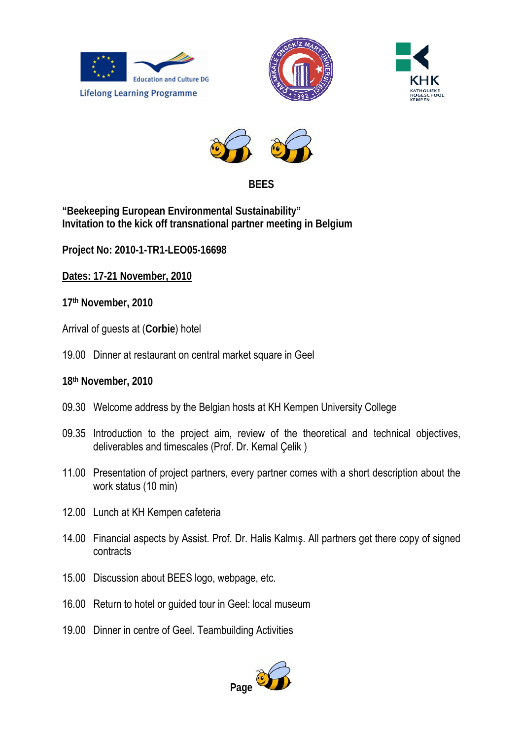**BEES**

**"Beekeeping European Environmental Sustainability"**
**Invitation to the kick off transnational partner meeting in Belgium**

**Project No: 2010-1-TR1-LEO05-16698**

**Dates: 17-21 November, 2010**

**17th November, 2010**

Arrival of guests at (**Corbie**) hotel

19.00 Dinner at restaurant on central market square in Geel

**18th November, 2010**

09.30 Welcome address by the Belgian hosts at KH Kempen University College

09.35 Introduction to the project aim, review of the theoretical and technical objectives, deliverables and timescales (Prof. Dr. Kemal Çelik )

11.00 Presentation of project partners, every partner comes with a short description about the work status (10 min)

12.00 Lunch at KH Kempen cafeteria

14.00 Financial aspects by Assist. Prof. Dr. Halis Kalmış. All partners get there copy of signed contracts

15.00 Discussion about BEES logo, webpage, etc.

16.00 Return to hotel or guided tour in Geel: local museum

19.00 Dinner in centre of Geel. Teambuilding Activities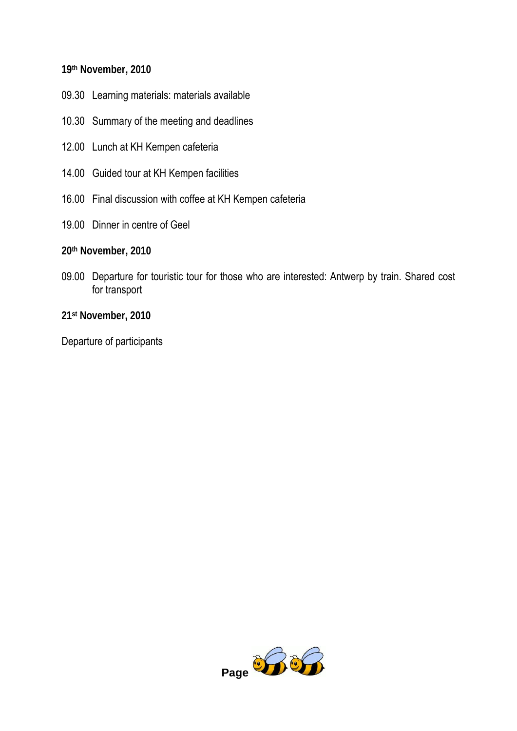**19th November, 2010**

09.30 Learning materials: materials available

10.30 Summary of the meeting and deadlines

12.00 Lunch at KH Kempen cafeteria

14.00 Guided tour at KH Kempen facilities

16.00 Final discussion with coffee at KH Kempen cafeteria

19.00 Dinner in centre of Geel

**20th November, 2010**

09.00 Departure for touristic tour for those who are interested: Antwerp by train. Shared cost for transport

**21st November, 2010**

Departure of participants